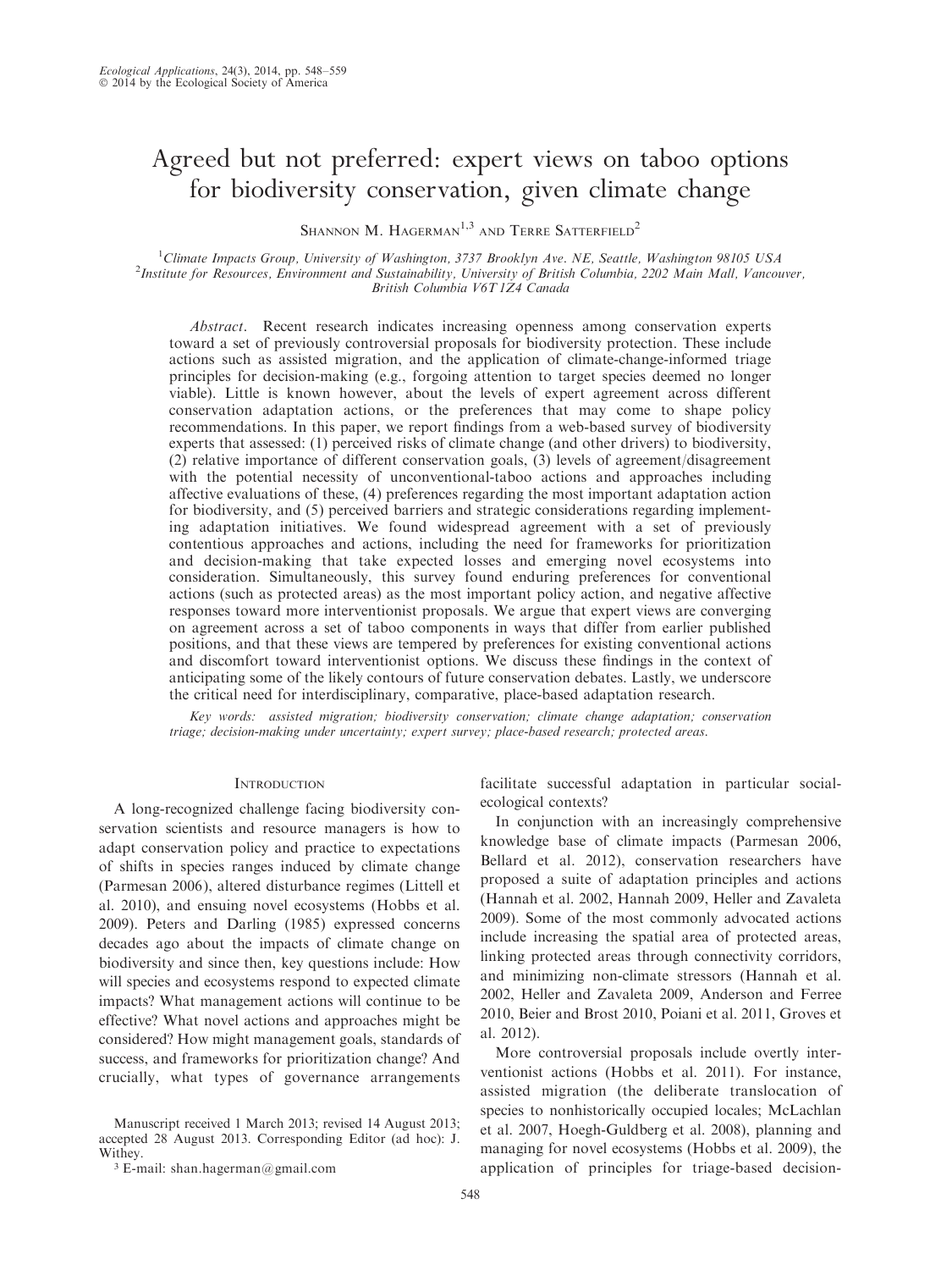# Agreed but not preferred: expert views on taboo options for biodiversity conservation, given climate change

Shannon M. Hagerman[1,3] and Terre Satterfield[2]

[1]Climate Impacts Group, University of Washington, 3737 Brooklyn Ave. NE, Seattle, Washington 98105 USA
[2]Institute for Resources, Environment and Sustainability, University of British Columbia, 2202 Main Mall, Vancouver, British Columbia V6T 1Z4 Canada

*Abstract*. Recent research indicates increasing openness among conservation experts toward a set of previously controversial proposals for biodiversity protection. These include actions such as assisted migration, and the application of climate-change-informed triage principles for decision-making (e.g., forgoing attention to target species deemed no longer viable). Little is known however, about the levels of expert agreement across different conservation adaptation actions, or the preferences that may come to shape policy recommendations. In this paper, we report findings from a web-based survey of biodiversity experts that assessed: (1) perceived risks of climate change (and other drivers) to biodiversity, (2) relative importance of different conservation goals, (3) levels of agreement/disagreement with the potential necessity of unconventional-taboo actions and approaches including affective evaluations of these, (4) preferences regarding the most important adaptation action for biodiversity, and (5) perceived barriers and strategic considerations regarding implementing adaptation initiatives. We found widespread agreement with a set of previously contentious approaches and actions, including the need for frameworks for prioritization and decision-making that take expected losses and emerging novel ecosystems into consideration. Simultaneously, this survey found enduring preferences for conventional actions (such as protected areas) as the most important policy action, and negative affective responses toward more interventionist proposals. We argue that expert views are converging on agreement across a set of taboo components in ways that differ from earlier published positions, and that these views are tempered by preferences for existing conventional actions and discomfort toward interventionist options. We discuss these findings in the context of anticipating some of the likely contours of future conservation debates. Lastly, we underscore the critical need for interdisciplinary, comparative, place-based adaptation research.

*Key words: assisted migration; biodiversity conservation; climate change adaptation; conservation triage; decision-making under uncertainty; expert survey; place-based research; protected areas.*

## Introduction

A long-recognized challenge facing biodiversity conservation scientists and resource managers is how to adapt conservation policy and practice to expectations of shifts in species ranges induced by climate change (Parmesan 2006), altered disturbance regimes (Littell et al. 2010), and ensuing novel ecosystems (Hobbs et al. 2009). Peters and Darling (1985) expressed concerns decades ago about the impacts of climate change on biodiversity and since then, key questions include: How will species and ecosystems respond to expected climate impacts? What management actions will continue to be effective? What novel actions and approaches might be considered? How might management goals, standards of success, and frameworks for prioritization change? And crucially, what types of governance arrangements facilitate successful adaptation in particular social-ecological contexts?

In conjunction with an increasingly comprehensive knowledge base of climate impacts (Parmesan 2006, Bellard et al. 2012), conservation researchers have proposed a suite of adaptation principles and actions (Hannah et al. 2002, Hannah 2009, Heller and Zavaleta 2009). Some of the most commonly advocated actions include increasing the spatial area of protected areas, linking protected areas through connectivity corridors, and minimizing non-climate stressors (Hannah et al. 2002, Heller and Zavaleta 2009, Anderson and Ferree 2010, Beier and Brost 2010, Poiani et al. 2011, Groves et al. 2012).

More controversial proposals include overtly interventionist actions (Hobbs et al. 2011). For instance, assisted migration (the deliberate translocation of species to nonhistorically occupied locales; McLachlan et al. 2007, Hoegh-Guldberg et al. 2008), planning and managing for novel ecosystems (Hobbs et al. 2009), the application of principles for triage-based decision-

Manuscript received 1 March 2013; revised 14 August 2013; accepted 28 August 2013. Corresponding Editor (ad hoc): J. Withey.

[3] E-mail: shan.hagerman@gmail.com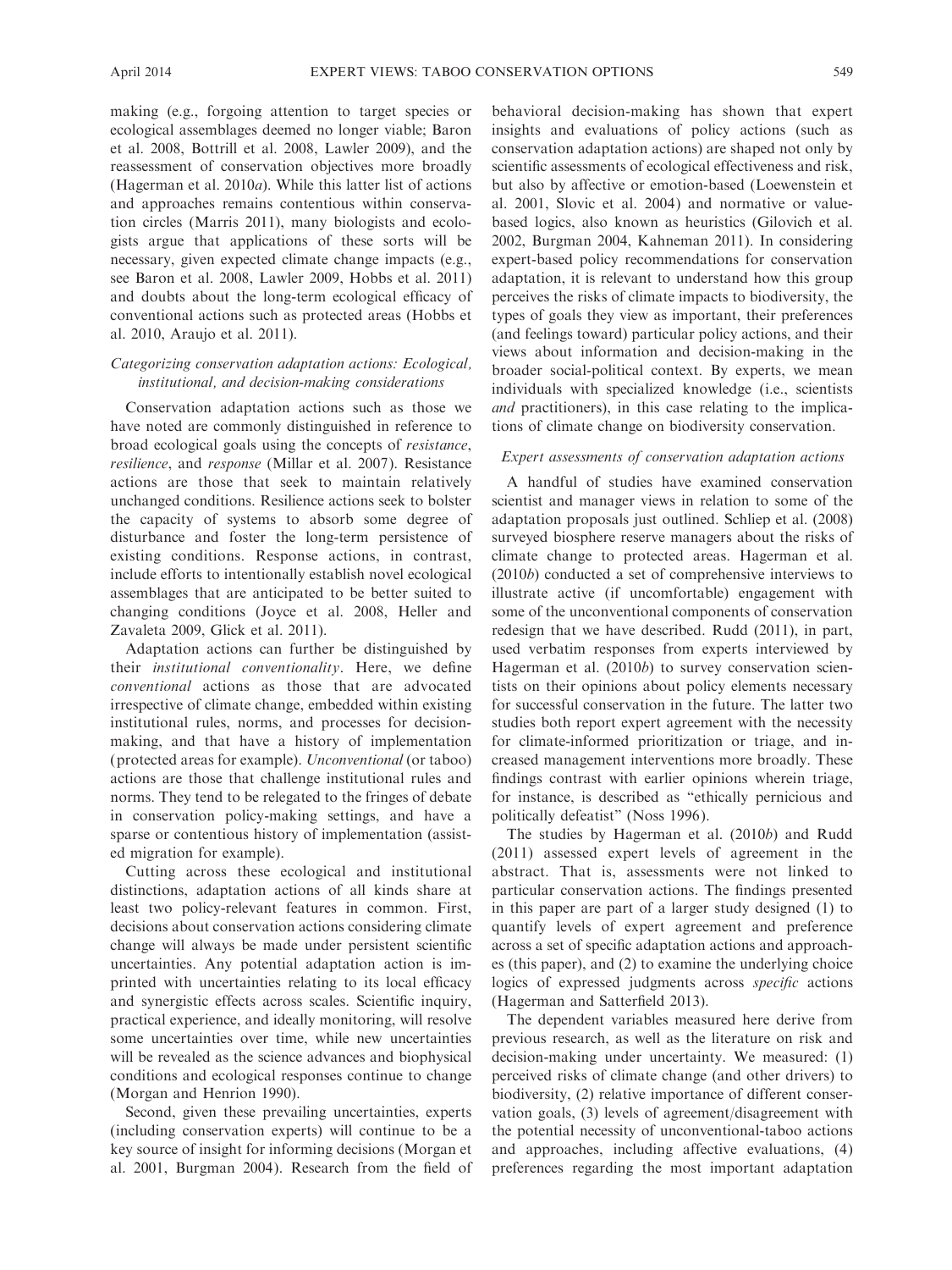making (e.g., forgoing attention to target species or ecological assemblages deemed no longer viable; Baron et al. 2008, Bottrill et al. 2008, Lawler 2009), and the reassessment of conservation objectives more broadly (Hagerman et al. 2010*a*). While this latter list of actions and approaches remains contentious within conservation circles (Marris 2011), many biologists and ecologists argue that applications of these sorts will be necessary, given expected climate change impacts (e.g., see Baron et al. 2008, Lawler 2009, Hobbs et al. 2011) and doubts about the long-term ecological efficacy of conventional actions such as protected areas (Hobbs et al. 2010, Araujo et al. 2011).

### *Categorizing conservation adaptation actions: Ecological, institutional, and decision-making considerations*

Conservation adaptation actions such as those we have noted are commonly distinguished in reference to broad ecological goals using the concepts of *resistance*, *resilience*, and *response* (Millar et al. 2007). Resistance actions are those that seek to maintain relatively unchanged conditions. Resilience actions seek to bolster the capacity of systems to absorb some degree of disturbance and foster the long-term persistence of existing conditions. Response actions, in contrast, include efforts to intentionally establish novel ecological assemblages that are anticipated to be better suited to changing conditions (Joyce et al. 2008, Heller and Zavaleta 2009, Glick et al. 2011).

Adaptation actions can further be distinguished by their *institutional conventionality*. Here, we define *conventional* actions as those that are advocated irrespective of climate change, embedded within existing institutional rules, norms, and processes for decision-making, and that have a history of implementation (protected areas for example). *Unconventional* (or taboo) actions are those that challenge institutional rules and norms. They tend to be relegated to the fringes of debate in conservation policy-making settings, and have a sparse or contentious history of implementation (assisted migration for example).

Cutting across these ecological and institutional distinctions, adaptation actions of all kinds share at least two policy-relevant features in common. First, decisions about conservation actions considering climate change will always be made under persistent scientific uncertainties. Any potential adaptation action is imprinted with uncertainties relating to its local efficacy and synergistic effects across scales. Scientific inquiry, practical experience, and ideally monitoring, will resolve some uncertainties over time, while new uncertainties will be revealed as the science advances and biophysical conditions and ecological responses continue to change (Morgan and Henrion 1990).

Second, given these prevailing uncertainties, experts (including conservation experts) will continue to be a key source of insight for informing decisions (Morgan et al. 2001, Burgman 2004). Research from the field of behavioral decision-making has shown that expert insights and evaluations of policy actions (such as conservation adaptation actions) are shaped not only by scientific assessments of ecological effectiveness and risk, but also by affective or emotion-based (Loewenstein et al. 2001, Slovic et al. 2004) and normative or value-based logics, also known as heuristics (Gilovich et al. 2002, Burgman 2004, Kahneman 2011). In considering expert-based policy recommendations for conservation adaptation, it is relevant to understand how this group perceives the risks of climate impacts to biodiversity, the types of goals they view as important, their preferences (and feelings toward) particular policy actions, and their views about information and decision-making in the broader social-political context. By experts, we mean individuals with specialized knowledge (i.e., scientists *and* practitioners), in this case relating to the implications of climate change on biodiversity conservation.

### *Expert assessments of conservation adaptation actions*

A handful of studies have examined conservation scientist and manager views in relation to some of the adaptation proposals just outlined. Schliep et al. (2008) surveyed biosphere reserve managers about the risks of climate change to protected areas. Hagerman et al. (2010*b*) conducted a set of comprehensive interviews to illustrate active (if uncomfortable) engagement with some of the unconventional components of conservation redesign that we have described. Rudd (2011), in part, used verbatim responses from experts interviewed by Hagerman et al. (2010*b*) to survey conservation scientists on their opinions about policy elements necessary for successful conservation in the future. The latter two studies both report expert agreement with the necessity for climate-informed prioritization or triage, and increased management interventions more broadly. These findings contrast with earlier opinions wherein triage, for instance, is described as "ethically pernicious and politically defeatist" (Noss 1996).

The studies by Hagerman et al. (2010*b*) and Rudd (2011) assessed expert levels of agreement in the abstract. That is, assessments were not linked to particular conservation actions. The findings presented in this paper are part of a larger study designed (1) to quantify levels of expert agreement and preference across a set of specific adaptation actions and approaches (this paper), and (2) to examine the underlying choice logics of expressed judgments across *specific* actions (Hagerman and Satterfield 2013).

The dependent variables measured here derive from previous research, as well as the literature on risk and decision-making under uncertainty. We measured: (1) perceived risks of climate change (and other drivers) to biodiversity, (2) relative importance of different conservation goals, (3) levels of agreement/disagreement with the potential necessity of unconventional-taboo actions and approaches, including affective evaluations, (4) preferences regarding the most important adaptation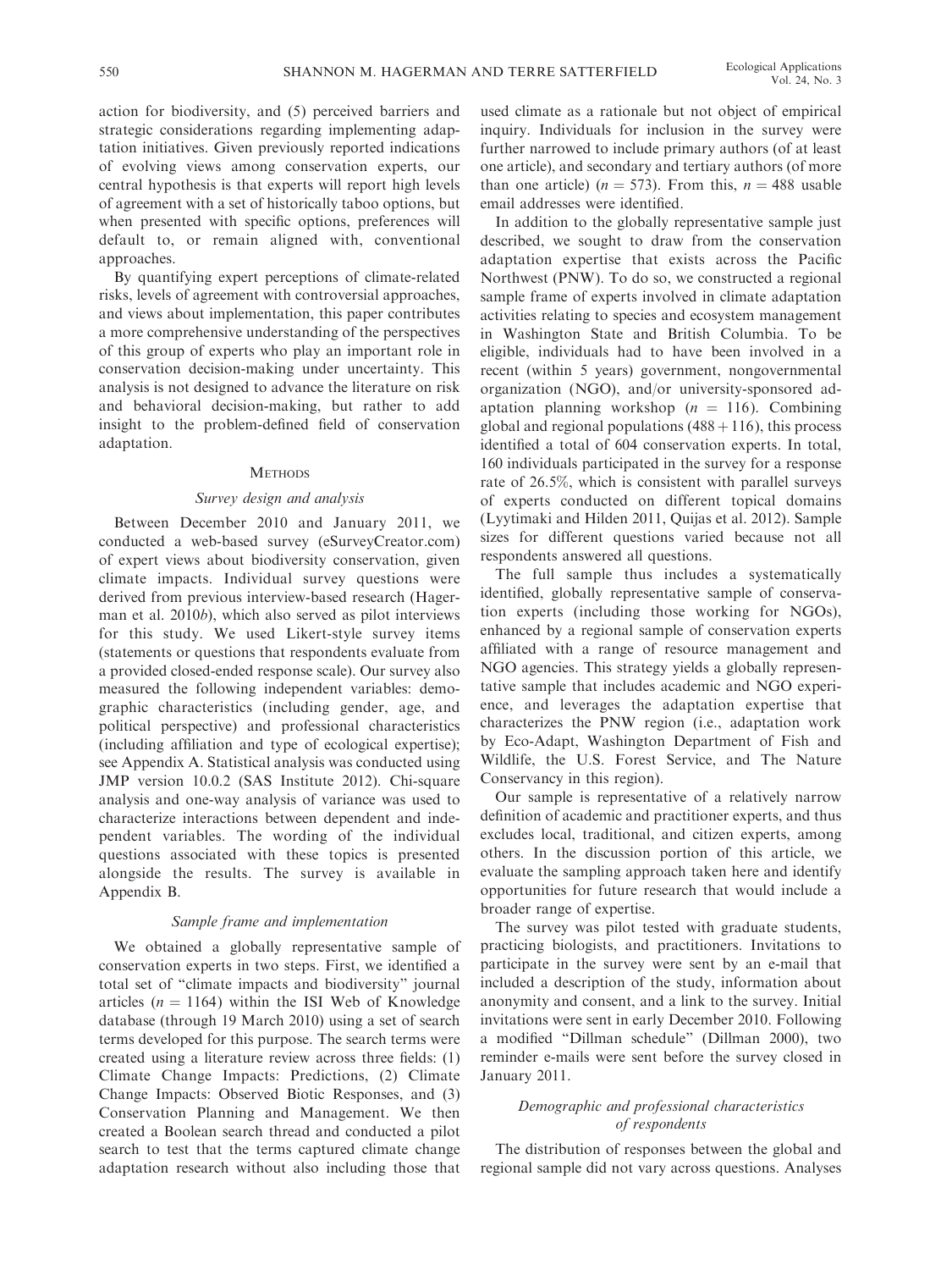action for biodiversity, and (5) perceived barriers and strategic considerations regarding implementing adaptation initiatives. Given previously reported indications of evolving views among conservation experts, our central hypothesis is that experts will report high levels of agreement with a set of historically taboo options, but when presented with specific options, preferences will default to, or remain aligned with, conventional approaches.

By quantifying expert perceptions of climate-related risks, levels of agreement with controversial approaches, and views about implementation, this paper contributes a more comprehensive understanding of the perspectives of this group of experts who play an important role in conservation decision-making under uncertainty. This analysis is not designed to advance the literature on risk and behavioral decision-making, but rather to add insight to the problem-defined field of conservation adaptation.

## Methods

### Survey design and analysis

Between December 2010 and January 2011, we conducted a web-based survey (eSurveyCreator.com) of expert views about biodiversity conservation, given climate impacts. Individual survey questions were derived from previous interview-based research (Hagerman et al. 2010*b*), which also served as pilot interviews for this study. We used Likert-style survey items (statements or questions that respondents evaluate from a provided closed-ended response scale). Our survey also measured the following independent variables: demographic characteristics (including gender, age, and political perspective) and professional characteristics (including affiliation and type of ecological expertise); see Appendix A. Statistical analysis was conducted using JMP version 10.0.2 (SAS Institute 2012). Chi-square analysis and one-way analysis of variance was used to characterize interactions between dependent and independent variables. The wording of the individual questions associated with these topics is presented alongside the results. The survey is available in Appendix B.

### Sample frame and implementation

We obtained a globally representative sample of conservation experts in two steps. First, we identified a total set of "climate impacts and biodiversity" journal articles ($n = 1164$) within the ISI Web of Knowledge database (through 19 March 2010) using a set of search terms developed for this purpose. The search terms were created using a literature review across three fields: (1) Climate Change Impacts: Predictions, (2) Climate Change Impacts: Observed Biotic Responses, and (3) Conservation Planning and Management. We then created a Boolean search thread and conducted a pilot search to test that the terms captured climate change adaptation research without also including those that used climate as a rationale but not object of empirical inquiry. Individuals for inclusion in the survey were further narrowed to include primary authors (of at least one article), and secondary and tertiary authors (of more than one article) ($n = 573$). From this, $n = 488$ usable email addresses were identified.

In addition to the globally representative sample just described, we sought to draw from the conservation adaptation expertise that exists across the Pacific Northwest (PNW). To do so, we constructed a regional sample frame of experts involved in climate adaptation activities relating to species and ecosystem management in Washington State and British Columbia. To be eligible, individuals had to have been involved in a recent (within 5 years) government, nongovernmental organization (NGO), and/or university-sponsored adaptation planning workshop ($n = 116$). Combining global and regional populations ($488 + 116$), this process identified a total of 604 conservation experts. In total, 160 individuals participated in the survey for a response rate of 26.5%, which is consistent with parallel surveys of experts conducted on different topical domains (Lyytimaki and Hilden 2011, Quijas et al. 2012). Sample sizes for different questions varied because not all respondents answered all questions.

The full sample thus includes a systematically identified, globally representative sample of conservation experts (including those working for NGOs), enhanced by a regional sample of conservation experts affiliated with a range of resource management and NGO agencies. This strategy yields a globally representative sample that includes academic and NGO experience, and leverages the adaptation expertise that characterizes the PNW region (i.e., adaptation work by Eco-Adapt, Washington Department of Fish and Wildlife, the U.S. Forest Service, and The Nature Conservancy in this region).

Our sample is representative of a relatively narrow definition of academic and practitioner experts, and thus excludes local, traditional, and citizen experts, among others. In the discussion portion of this article, we evaluate the sampling approach taken here and identify opportunities for future research that would include a broader range of expertise.

The survey was pilot tested with graduate students, practicing biologists, and practitioners. Invitations to participate in the survey were sent by an e-mail that included a description of the study, information about anonymity and consent, and a link to the survey. Initial invitations were sent in early December 2010. Following a modified "Dillman schedule" (Dillman 2000), two reminder e-mails were sent before the survey closed in January 2011.

### Demographic and professional characteristics of respondents

The distribution of responses between the global and regional sample did not vary across questions. Analyses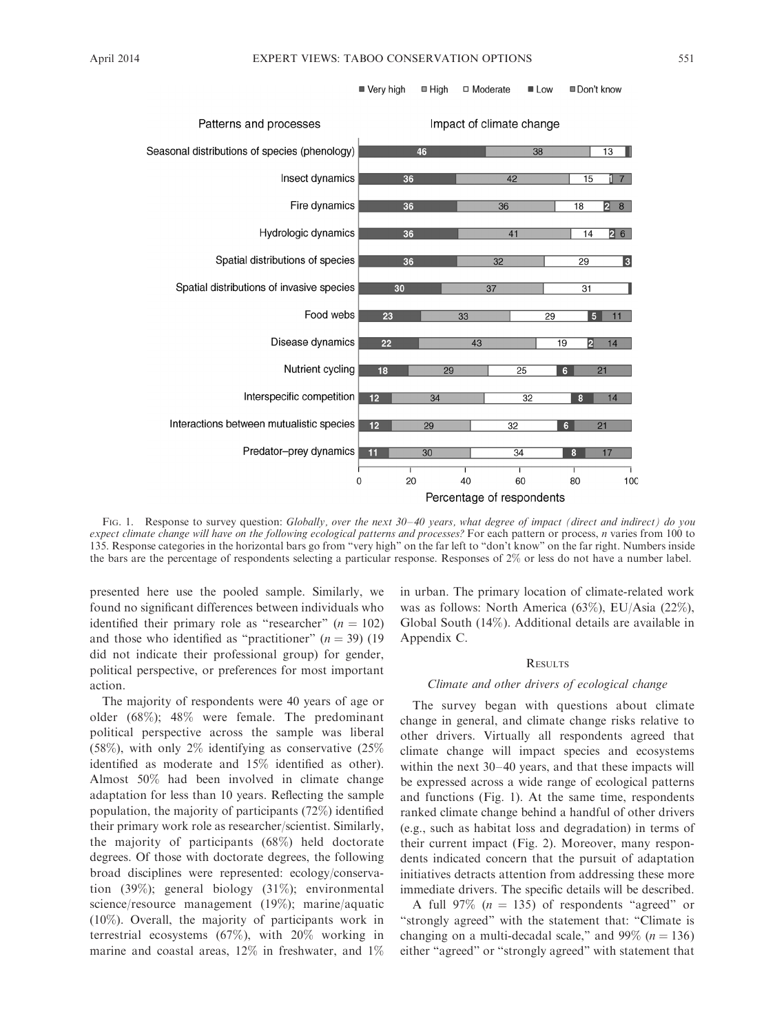FIG. 1. Response to survey question: *Globally, over the next 30–40 years, what degree of impact (direct and indirect) do you expect climate change will have on the following ecological patterns and processes?* For each pattern or process, *n* varies from 100 to 135. Response categories in the horizontal bars go from "very high" on the far left to "don't know" on the far right. Numbers inside the bars are the percentage of respondents selecting a particular response. Responses of 2% or less do not have a number label.

presented here use the pooled sample. Similarly, we found no significant differences between individuals who identified their primary role as "researcher" ($n = 102$) and those who identified as "practitioner" ($n = 39$) (19 did not indicate their professional group) for gender, political perspective, or preferences for most important action.

The majority of respondents were 40 years of age or older (68%); 48% were female. The predominant political perspective across the sample was liberal (58%), with only 2% identifying as conservative (25% identified as moderate and 15% identified as other). Almost 50% had been involved in climate change adaptation for less than 10 years. Reflecting the sample population, the majority of participants (72%) identified their primary work role as researcher/scientist. Similarly, the majority of participants (68%) held doctorate degrees. Of those with doctorate degrees, the following broad disciplines were represented: ecology/conservation (39%); general biology (31%); environmental science/resource management (19%); marine/aquatic (10%). Overall, the majority of participants work in terrestrial ecosystems (67%), with 20% working in marine and coastal areas, 12% in freshwater, and 1% in urban. The primary location of climate-related work was as follows: North America (63%), EU/Asia (22%), Global South (14%). Additional details are available in Appendix C.

## RESULTS

### *Climate and other drivers of ecological change*

The survey began with questions about climate change in general, and climate change risks relative to other drivers. Virtually all respondents agreed that climate change will impact species and ecosystems within the next 30–40 years, and that these impacts will be expressed across a wide range of ecological patterns and functions (Fig. 1). At the same time, respondents ranked climate change behind a handful of other drivers (e.g., such as habitat loss and degradation) in terms of their current impact (Fig. 2). Moreover, many respondents indicated concern that the pursuit of adaptation initiatives detracts attention from addressing these more immediate drivers. The specific details will be described.

A full 97% ($n = 135$) of respondents "agreed" or "strongly agreed" with the statement that: "Climate is changing on a multi-decadal scale," and 99% ($n = 136$) either "agreed" or "strongly agreed" with statement that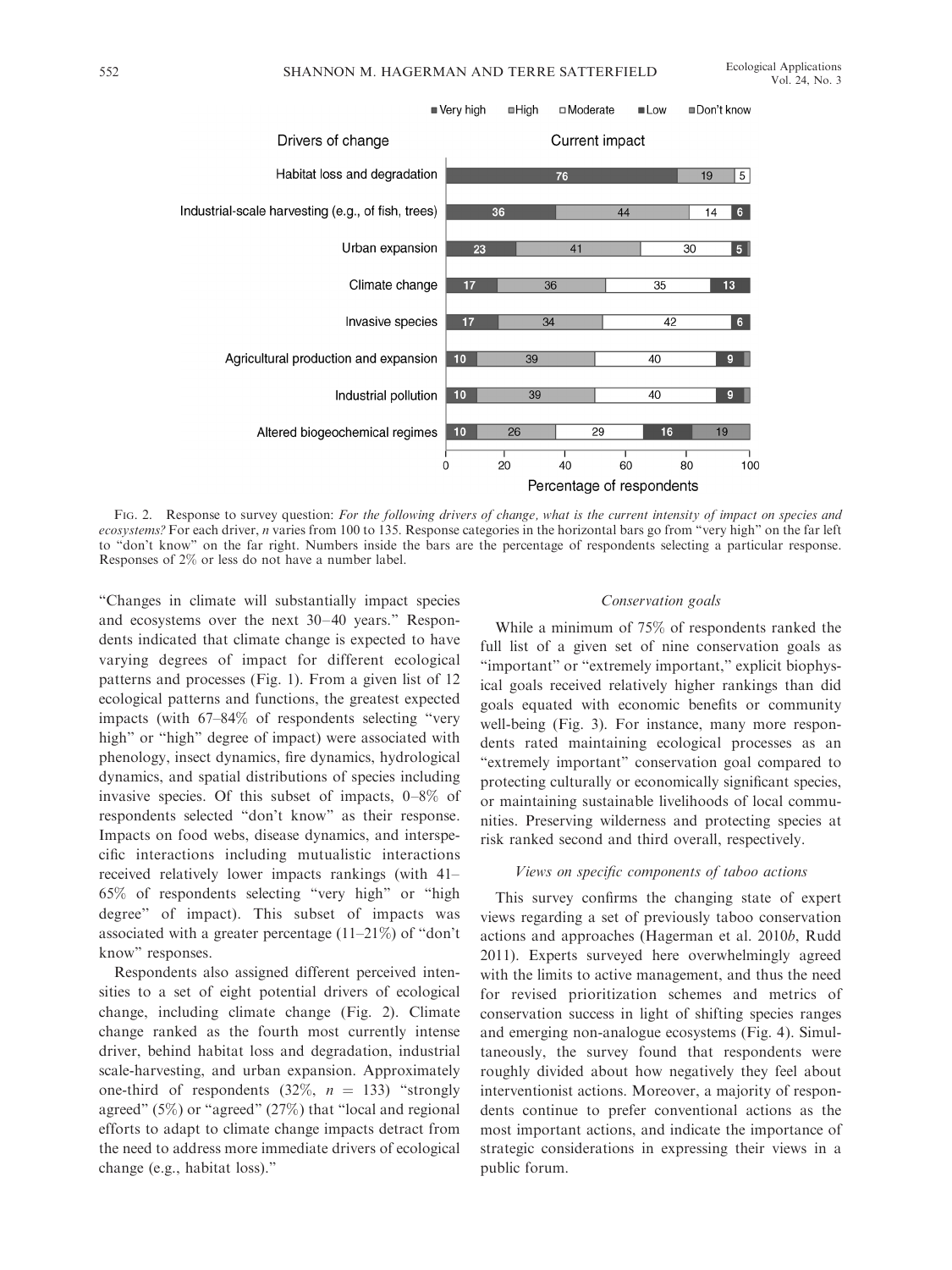Fig. 2. Response to survey question: *For the following drivers of change, what is the current intensity of impact on species and ecosystems?* For each driver, *n* varies from 100 to 135. Response categories in the horizontal bars go from "very high" on the far left to "don't know" on the far right. Numbers inside the bars are the percentage of respondents selecting a particular response. Responses of 2% or less do not have a number label.

"Changes in climate will substantially impact species and ecosystems over the next 30–40 years." Respondents indicated that climate change is expected to have varying degrees of impact for different ecological patterns and processes (Fig. 1). From a given list of 12 ecological patterns and functions, the greatest expected impacts (with 67–84% of respondents selecting "very high" or "high" degree of impact) were associated with phenology, insect dynamics, fire dynamics, hydrological dynamics, and spatial distributions of species including invasive species. Of this subset of impacts, 0–8% of respondents selected "don't know" as their response. Impacts on food webs, disease dynamics, and interspecific interactions including mutualistic interactions received relatively lower impacts rankings (with 41–65% of respondents selecting "very high" or "high degree" of impact). This subset of impacts was associated with a greater percentage (11–21%) of "don't know" responses.

Respondents also assigned different perceived intensities to a set of eight potential drivers of ecological change, including climate change (Fig. 2). Climate change ranked as the fourth most currently intense driver, behind habitat loss and degradation, industrial scale-harvesting, and urban expansion. Approximately one-third of respondents (32%, $n = 133$) "strongly agreed" (5%) or "agreed" (27%) that "local and regional efforts to adapt to climate change impacts detract from the need to address more immediate drivers of ecological change (e.g., habitat loss)."

### *Conservation goals*

While a minimum of 75% of respondents ranked the full list of a given set of nine conservation goals as "important" or "extremely important," explicit biophysical goals received relatively higher rankings than did goals equated with economic benefits or community well-being (Fig. 3). For instance, many more respondents rated maintaining ecological processes as an "extremely important" conservation goal compared to protecting culturally or economically significant species, or maintaining sustainable livelihoods of local communities. Preserving wilderness and protecting species at risk ranked second and third overall, respectively.

### *Views on specific components of taboo actions*

This survey confirms the changing state of expert views regarding a set of previously taboo conservation actions and approaches (Hagerman et al. 2010*b*, Rudd 2011). Experts surveyed here overwhelmingly agreed with the limits to active management, and thus the need for revised prioritization schemes and metrics of conservation success in light of shifting species ranges and emerging non-analogue ecosystems (Fig. 4). Simultaneously, the survey found that respondents were roughly divided about how negatively they feel about interventionist actions. Moreover, a majority of respondents continue to prefer conventional actions as the most important actions, and indicate the importance of strategic considerations in expressing their views in a public forum.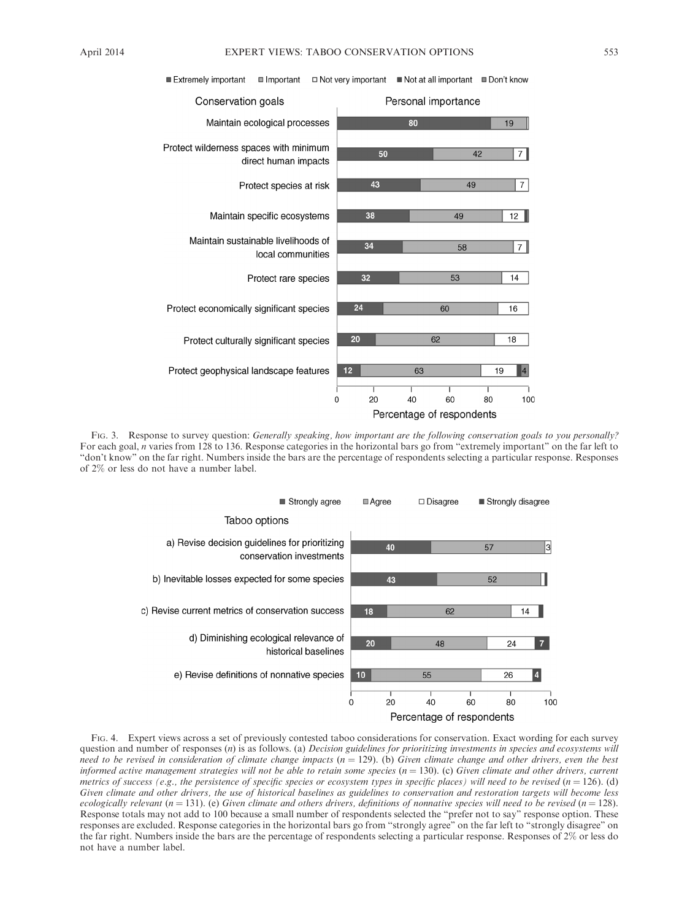Fig. 3. Response to survey question: *Generally speaking, how important are the following conservation goals to you personally?* For each goal, *n* varies from 128 to 136. Response categories in the horizontal bars go from "extremely important" on the far left to "don't know" on the far right. Numbers inside the bars are the percentage of respondents selecting a particular response. Responses of 2% or less do not have a number label.

Fig. 4. Expert views across a set of previously contested taboo considerations for conservation. Exact wording for each survey question and number of responses (*n*) is as follows. (a) *Decision guidelines for prioritizing investments in species and ecosystems will need to be revised in consideration of climate change impacts* ($n = 129$). (b) *Given climate change and other drivers, even the best informed active management strategies will not be able to retain some species* ($n = 130$). (c) *Given climate and other drivers, current metrics of success (e.g., the persistence of specific species or ecosystem types in specific places) will need to be revised* ($n = 126$). (d) *Given climate and other drivers, the use of historical baselines as guidelines to conservation and restoration targets will become less ecologically relevant* ($n = 131$). (e) *Given climate and others drivers, definitions of nonnative species will need to be revised* ($n = 128$). Response totals may not add to 100 because a small number of respondents selected the "prefer not to say" response option. These responses are excluded. Response categories in the horizontal bars go from "strongly agree" on the far left to "strongly disagree" on the far right. Numbers inside the bars are the percentage of respondents selecting a particular response. Responses of 2% or less do not have a number label.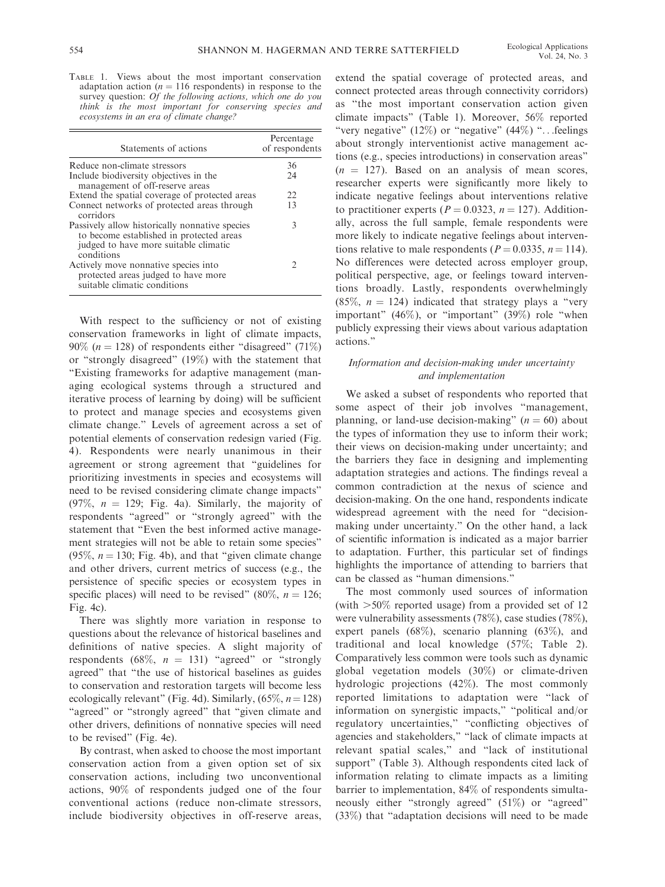TABLE 1. Views about the most important conservation adaptation action ($n = 116$ respondents) in response to the survey question: *Of the following actions, which one do you think is the most important for conserving species and ecosystems in an era of climate change?*

| Statements of actions | Percentage of respondents |
|---|---|
| Reduce non-climate stressors | 36 |
| Include biodiversity objectives in the management of off-reserve areas | 24 |
| Extend the spatial coverage of protected areas | 22 |
| Connect networks of protected areas through corridors | 13 |
| Passively allow historically nonnative species to become established in protected areas judged to have more suitable climatic conditions | 3 |
| Actively move nonnative species into protected areas judged to have more suitable climatic conditions | 2 |

With respect to the sufficiency or not of existing conservation frameworks in light of climate impacts, 90% ($n = 128$) of respondents either "disagreed" (71%) or "strongly disagreed" (19%) with the statement that "Existing frameworks for adaptive management (managing ecological systems through a structured and iterative process of learning by doing) will be sufficient to protect and manage species and ecosystems given climate change." Levels of agreement across a set of potential elements of conservation redesign varied (Fig. 4). Respondents were nearly unanimous in their agreement or strong agreement that "guidelines for prioritizing investments in species and ecosystems will need to be revised considering climate change impacts" (97%, $n = 129$; Fig. 4a). Similarly, the majority of respondents "agreed" or "strongly agreed" with the statement that "Even the best informed active management strategies will not be able to retain some species" (95%, $n = 130$; Fig. 4b), and that "given climate change and other drivers, current metrics of success (e.g., the persistence of specific species or ecosystem types in specific places) will need to be revised" (80%, $n = 126$; Fig. 4c).

There was slightly more variation in response to questions about the relevance of historical baselines and definitions of native species. A slight majority of respondents (68%, $n = 131$) "agreed" or "strongly agreed" that "the use of historical baselines as guides to conservation and restoration targets will become less ecologically relevant" (Fig. 4d). Similarly, (65%, $n = 128$) "agreed" or "strongly agreed" that "given climate and other drivers, definitions of nonnative species will need to be revised" (Fig. 4e).

By contrast, when asked to choose the most important conservation action from a given option set of six conservation actions, including two unconventional actions, 90% of respondents judged one of the four conventional actions (reduce non-climate stressors, include biodiversity objectives in off-reserve areas, extend the spatial coverage of protected areas, and connect protected areas through connectivity corridors) as "the most important conservation action given climate impacts" (Table 1). Moreover, 56% reported "very negative" (12%) or "negative" (44%) "...feelings about strongly interventionist active management actions (e.g., species introductions) in conservation areas" ($n = 127$). Based on an analysis of mean scores, researcher experts were significantly more likely to indicate negative feelings about interventions relative to practitioner experts ($P = 0.0323$, $n = 127$). Additionally, across the full sample, female respondents were more likely to indicate negative feelings about interventions relative to male respondents ($P = 0.0335$, $n = 114$). No differences were detected across employer group, political perspective, age, or feelings toward interventions broadly. Lastly, respondents overwhelmingly (85%, $n = 124$) indicated that strategy plays a "very important" (46%), or "important" (39%) role "when publicly expressing their views about various adaptation actions."

### *Information and decision-making under uncertainty and implementation*

We asked a subset of respondents who reported that some aspect of their job involves "management, planning, or land-use decision-making" ($n = 60$) about the types of information they use to inform their work; their views on decision-making under uncertainty; and the barriers they face in designing and implementing adaptation strategies and actions. The findings reveal a common contradiction at the nexus of science and decision-making. On the one hand, respondents indicate widespread agreement with the need for "decision-making under uncertainty." On the other hand, a lack of scientific information is indicated as a major barrier to adaptation. Further, this particular set of findings highlights the importance of attending to barriers that can be classed as "human dimensions."

The most commonly used sources of information (with >50% reported usage) from a provided set of 12 were vulnerability assessments (78%), case studies (78%), expert panels (68%), scenario planning (63%), and traditional and local knowledge (57%; Table 2). Comparatively less common were tools such as dynamic global vegetation models (30%) or climate-driven hydrologic projections (42%). The most commonly reported limitations to adaptation were "lack of information on synergistic impacts," "political and/or regulatory uncertainties," "conflicting objectives of agencies and stakeholders," "lack of climate impacts at relevant spatial scales," and "lack of institutional support" (Table 3). Although respondents cited lack of information relating to climate impacts as a limiting barrier to implementation, 84% of respondents simultaneously either "strongly agreed" (51%) or "agreed" (33%) that "adaptation decisions will need to be made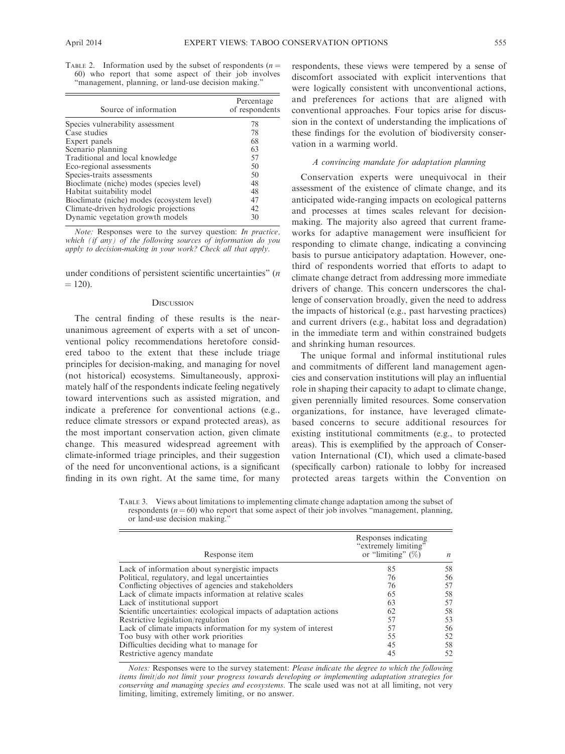TABLE 2. Information used by the subset of respondents ($n = 60$) who report that some aspect of their job involves "management, planning, or land-use decision making."

| Source of information | Percentage of respondents |
|---|---|
| Species vulnerability assessment | 78 |
| Case studies | 78 |
| Expert panels | 68 |
| Scenario planning | 63 |
| Traditional and local knowledge | 57 |
| Eco-regional assessments | 50 |
| Species-traits assessments | 50 |
| Bioclimate (niche) modes (species level) | 48 |
| Habitat suitability model | 48 |
| Bioclimate (niche) modes (ecosystem level) | 47 |
| Climate-driven hydrologic projections | 42 |
| Dynamic vegetation growth models | 30 |

*Note:* Responses were to the survey question: *In practice, which (if any) of the following sources of information do you apply to decision-making in your work? Check all that apply.*

under conditions of persistent scientific uncertainties" ($n = 120$).

## DISCUSSION

The central finding of these results is the near-unanimous agreement of experts with a set of unconventional policy recommendations heretofore considered taboo to the extent that these include triage principles for decision-making, and managing for novel (not historical) ecosystems. Simultaneously, approximately half of the respondents indicate feeling negatively toward interventions such as assisted migration, and indicate a preference for conventional actions (e.g., reduce climate stressors or expand protected areas), as the most important conservation action, given climate change. This measured widespread agreement with climate-informed triage principles, and their suggestion of the need for unconventional actions, is a significant finding in its own right. At the same time, for many respondents, these views were tempered by a sense of discomfort associated with explicit interventions that were logically consistent with unconventional actions, and preferences for actions that are aligned with conventional approaches. Four topics arise for discussion in the context of understanding the implications of these findings for the evolution of biodiversity conservation in a warming world.

### *A convincing mandate for adaptation planning*

Conservation experts were unequivocal in their assessment of the existence of climate change, and its anticipated wide-ranging impacts on ecological patterns and processes at times scales relevant for decision-making. The majority also agreed that current frameworks for adaptive management were insufficient for responding to climate change, indicating a convincing basis to pursue anticipatory adaptation. However, one-third of respondents worried that efforts to adapt to climate change detract from addressing more immediate drivers of change. This concern underscores the challenge of conservation broadly, given the need to address the impacts of historical (e.g., past harvesting practices) and current drivers (e.g., habitat loss and degradation) in the immediate term and within constrained budgets and shrinking human resources.

The unique formal and informal institutional rules and commitments of different land management agencies and conservation institutions will play an influential role in shaping their capacity to adapt to climate change, given perennially limited resources. Some conservation organizations, for instance, have leveraged climate-based concerns to secure additional resources for existing institutional commitments (e.g., to protected areas). This is exemplified by the approach of Conservation International (CI), which used a climate-based (specifically carbon) rationale to lobby for increased protected areas targets within the Convention on

TABLE 3. Views about limitations to implementing climate change adaptation among the subset of respondents ($n = 60$) who report that some aspect of their job involves "management, planning, or land-use decision making."

| Response item | Responses indicating "extremely limiting" or "limiting" (%) | $n$ |
|---|---|---|
| Lack of information about synergistic impacts | 85 | 58 |
| Political, regulatory, and legal uncertainties | 76 | 56 |
| Conflicting objectives of agencies and stakeholders | 76 | 57 |
| Lack of climate impacts information at relative scales | 65 | 58 |
| Lack of institutional support | 63 | 57 |
| Scientific uncertainties: ecological impacts of adaptation actions | 62 | 58 |
| Restrictive legislation/regulation | 57 | 53 |
| Lack of climate impacts information for my system of interest | 57 | 56 |
| Too busy with other work priorities | 55 | 52 |
| Difficulties deciding what to manage for | 45 | 58 |
| Restrictive agency mandate | 45 | 52 |

*Notes:* Responses were to the survey statement: *Please indicate the degree to which the following items limit/do not limit your progress towards developing or implementing adaptation strategies for conserving and managing species and ecosystems.* The scale used was not at all limiting, not very limiting, limiting, extremely limiting, or no answer.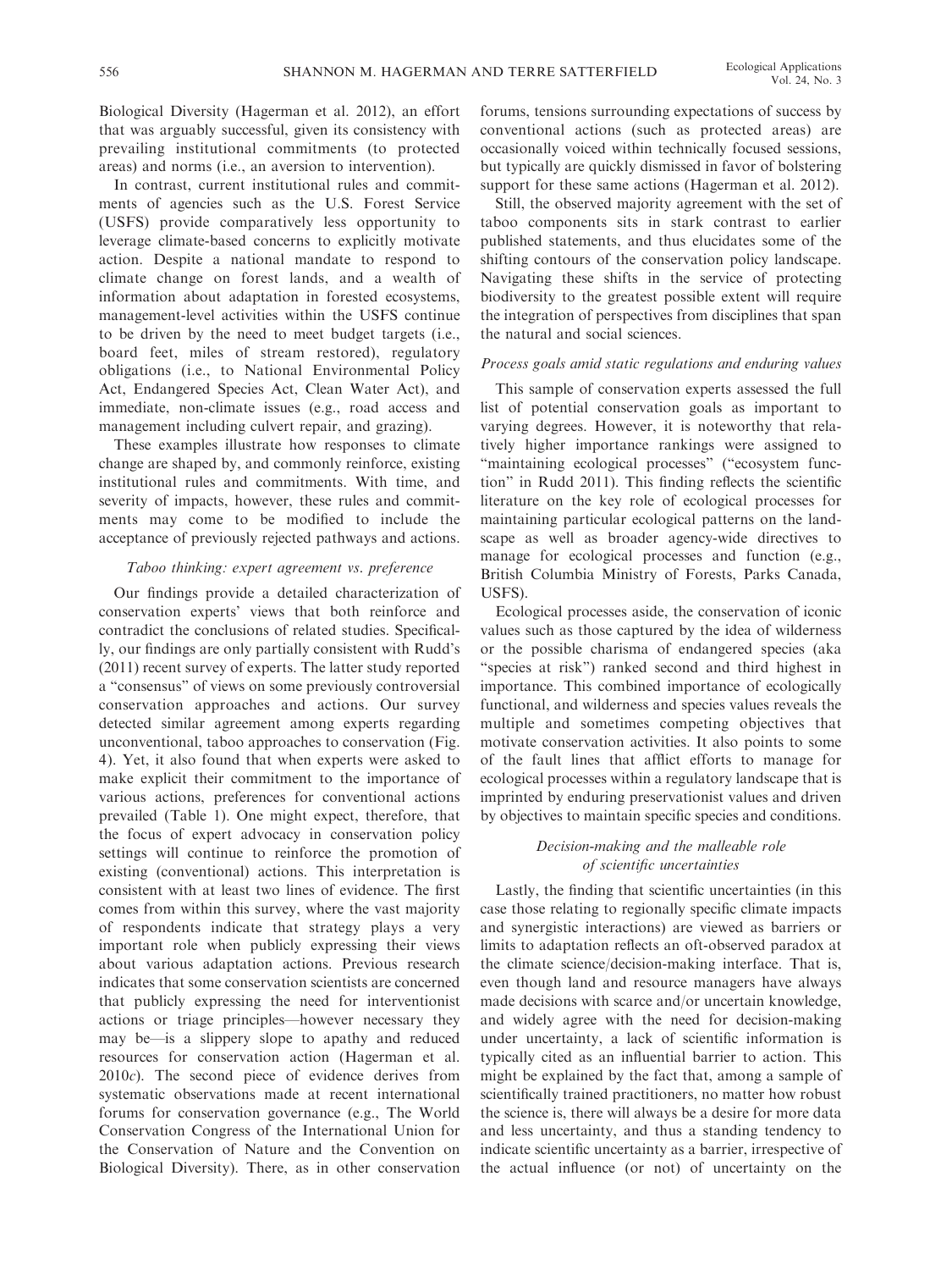Biological Diversity (Hagerman et al. 2012), an effort that was arguably successful, given its consistency with prevailing institutional commitments (to protected areas) and norms (i.e., an aversion to intervention).

In contrast, current institutional rules and commitments of agencies such as the U.S. Forest Service (USFS) provide comparatively less opportunity to leverage climate-based concerns to explicitly motivate action. Despite a national mandate to respond to climate change on forest lands, and a wealth of information about adaptation in forested ecosystems, management-level activities within the USFS continue to be driven by the need to meet budget targets (i.e., board feet, miles of stream restored), regulatory obligations (i.e., to National Environmental Policy Act, Endangered Species Act, Clean Water Act), and immediate, non-climate issues (e.g., road access and management including culvert repair, and grazing).

These examples illustrate how responses to climate change are shaped by, and commonly reinforce, existing institutional rules and commitments. With time, and severity of impacts, however, these rules and commitments may come to be modified to include the acceptance of previously rejected pathways and actions.

### *Taboo thinking: expert agreement vs. preference*

Our findings provide a detailed characterization of conservation experts' views that both reinforce and contradict the conclusions of related studies. Specifically, our findings are only partially consistent with Rudd's (2011) recent survey of experts. The latter study reported a "consensus" of views on some previously controversial conservation approaches and actions. Our survey detected similar agreement among experts regarding unconventional, taboo approaches to conservation (Fig. 4). Yet, it also found that when experts were asked to make explicit their commitment to the importance of various actions, preferences for conventional actions prevailed (Table 1). One might expect, therefore, that the focus of expert advocacy in conservation policy settings will continue to reinforce the promotion of existing (conventional) actions. This interpretation is consistent with at least two lines of evidence. The first comes from within this survey, where the vast majority of respondents indicate that strategy plays a very important role when publicly expressing their views about various adaptation actions. Previous research indicates that some conservation scientists are concerned that publicly expressing the need for interventionist actions or triage principles—however necessary they may be—is a slippery slope to apathy and reduced resources for conservation action (Hagerman et al. 2010*c*). The second piece of evidence derives from systematic observations made at recent international forums for conservation governance (e.g., The World Conservation Congress of the International Union for the Conservation of Nature and the Convention on Biological Diversity). There, as in other conservation forums, tensions surrounding expectations of success by conventional actions (such as protected areas) are occasionally voiced within technically focused sessions, but typically are quickly dismissed in favor of bolstering support for these same actions (Hagerman et al. 2012).

Still, the observed majority agreement with the set of taboo components sits in stark contrast to earlier published statements, and thus elucidates some of the shifting contours of the conservation policy landscape. Navigating these shifts in the service of protecting biodiversity to the greatest possible extent will require the integration of perspectives from disciplines that span the natural and social sciences.

### *Process goals amid static regulations and enduring values*

This sample of conservation experts assessed the full list of potential conservation goals as important to varying degrees. However, it is noteworthy that relatively higher importance rankings were assigned to "maintaining ecological processes" ("ecosystem function" in Rudd 2011). This finding reflects the scientific literature on the key role of ecological processes for maintaining particular ecological patterns on the landscape as well as broader agency-wide directives to manage for ecological processes and function (e.g., British Columbia Ministry of Forests, Parks Canada, USFS).

Ecological processes aside, the conservation of iconic values such as those captured by the idea of wilderness or the possible charisma of endangered species (aka "species at risk") ranked second and third highest in importance. This combined importance of ecologically functional, and wilderness and species values reveals the multiple and sometimes competing objectives that motivate conservation activities. It also points to some of the fault lines that afflict efforts to manage for ecological processes within a regulatory landscape that is imprinted by enduring preservationist values and driven by objectives to maintain specific species and conditions.

### *Decision-making and the malleable role of scientific uncertainties*

Lastly, the finding that scientific uncertainties (in this case those relating to regionally specific climate impacts and synergistic interactions) are viewed as barriers or limits to adaptation reflects an oft-observed paradox at the climate science/decision-making interface. That is, even though land and resource managers have always made decisions with scarce and/or uncertain knowledge, and widely agree with the need for decision-making under uncertainty, a lack of scientific information is typically cited as an influential barrier to action. This might be explained by the fact that, among a sample of scientifically trained practitioners, no matter how robust the science is, there will always be a desire for more data and less uncertainty, and thus a standing tendency to indicate scientific uncertainty as a barrier, irrespective of the actual influence (or not) of uncertainty on the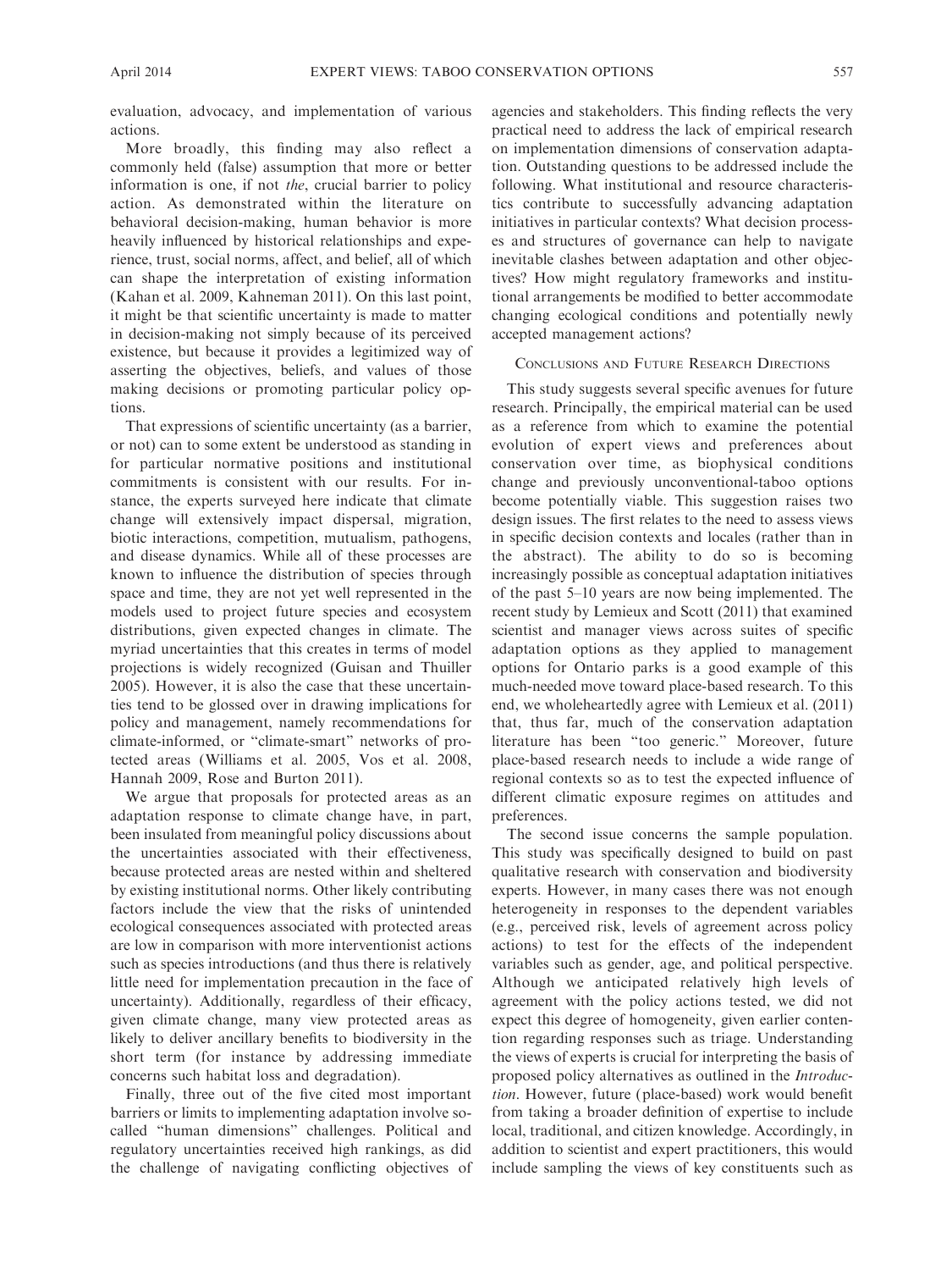evaluation, advocacy, and implementation of various actions.

More broadly, this finding may also reflect a commonly held (false) assumption that more or better information is one, if not *the*, crucial barrier to policy action. As demonstrated within the literature on behavioral decision-making, human behavior is more heavily influenced by historical relationships and experience, trust, social norms, affect, and belief, all of which can shape the interpretation of existing information (Kahan et al. 2009, Kahneman 2011). On this last point, it might be that scientific uncertainty is made to matter in decision-making not simply because of its perceived existence, but because it provides a legitimized way of asserting the objectives, beliefs, and values of those making decisions or promoting particular policy options.

That expressions of scientific uncertainty (as a barrier, or not) can to some extent be understood as standing in for particular normative positions and institutional commitments is consistent with our results. For instance, the experts surveyed here indicate that climate change will extensively impact dispersal, migration, biotic interactions, competition, mutualism, pathogens, and disease dynamics. While all of these processes are known to influence the distribution of species through space and time, they are not yet well represented in the models used to project future species and ecosystem distributions, given expected changes in climate. The myriad uncertainties that this creates in terms of model projections is widely recognized (Guisan and Thuiller 2005). However, it is also the case that these uncertainties tend to be glossed over in drawing implications for policy and management, namely recommendations for climate-informed, or "climate-smart" networks of protected areas (Williams et al. 2005, Vos et al. 2008, Hannah 2009, Rose and Burton 2011).

We argue that proposals for protected areas as an adaptation response to climate change have, in part, been insulated from meaningful policy discussions about the uncertainties associated with their effectiveness, because protected areas are nested within and sheltered by existing institutional norms. Other likely contributing factors include the view that the risks of unintended ecological consequences associated with protected areas are low in comparison with more interventionist actions such as species introductions (and thus there is relatively little need for implementation precaution in the face of uncertainty). Additionally, regardless of their efficacy, given climate change, many view protected areas as likely to deliver ancillary benefits to biodiversity in the short term (for instance by addressing immediate concerns such habitat loss and degradation).

Finally, three out of the five cited most important barriers or limits to implementing adaptation involve so-called "human dimensions" challenges. Political and regulatory uncertainties received high rankings, as did the challenge of navigating conflicting objectives of agencies and stakeholders. This finding reflects the very practical need to address the lack of empirical research on implementation dimensions of conservation adaptation. Outstanding questions to be addressed include the following. What institutional and resource characteristics contribute to successfully advancing adaptation initiatives in particular contexts? What decision processes and structures of governance can help to navigate inevitable clashes between adaptation and other objectives? How might regulatory frameworks and institutional arrangements be modified to better accommodate changing ecological conditions and potentially newly accepted management actions?

## Conclusions and Future Research Directions

This study suggests several specific avenues for future research. Principally, the empirical material can be used as a reference from which to examine the potential evolution of expert views and preferences about conservation over time, as biophysical conditions change and previously unconventional-taboo options become potentially viable. This suggestion raises two design issues. The first relates to the need to assess views in specific decision contexts and locales (rather than in the abstract). The ability to do so is becoming increasingly possible as conceptual adaptation initiatives of the past 5–10 years are now being implemented. The recent study by Lemieux and Scott (2011) that examined scientist and manager views across suites of specific adaptation options as they applied to management options for Ontario parks is a good example of this much-needed move toward place-based research. To this end, we wholeheartedly agree with Lemieux et al. (2011) that, thus far, much of the conservation adaptation literature has been "too generic." Moreover, future place-based research needs to include a wide range of regional contexts so as to test the expected influence of different climatic exposure regimes on attitudes and preferences.

The second issue concerns the sample population. This study was specifically designed to build on past qualitative research with conservation and biodiversity experts. However, in many cases there was not enough heterogeneity in responses to the dependent variables (e.g., perceived risk, levels of agreement across policy actions) to test for the effects of the independent variables such as gender, age, and political perspective. Although we anticipated relatively high levels of agreement with the policy actions tested, we did not expect this degree of homogeneity, given earlier contention regarding responses such as triage. Understanding the views of experts is crucial for interpreting the basis of proposed policy alternatives as outlined in the *Introduction*. However, future (place-based) work would benefit from taking a broader definition of expertise to include local, traditional, and citizen knowledge. Accordingly, in addition to scientist and expert practitioners, this would include sampling the views of key constituents such as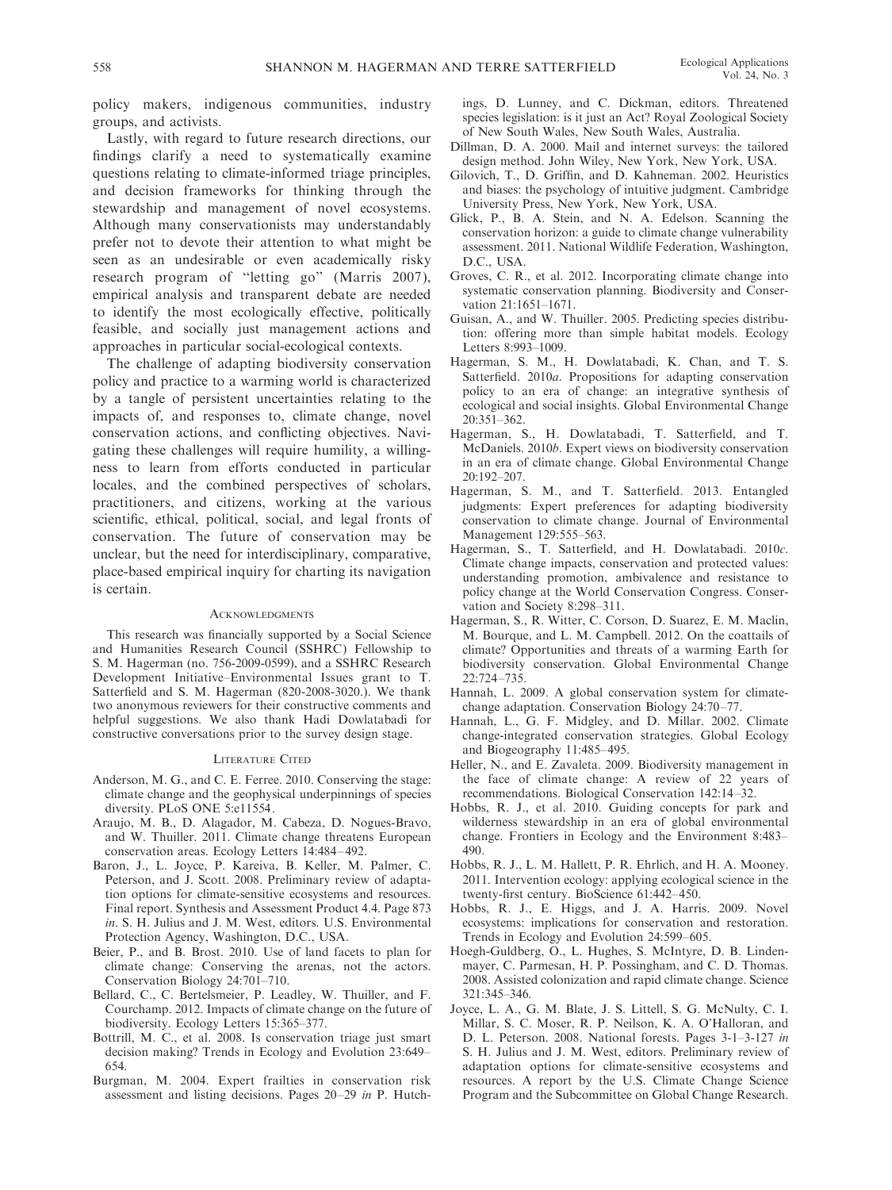policy makers, indigenous communities, industry groups, and activists.

Lastly, with regard to future research directions, our findings clarify a need to systematically examine questions relating to climate-informed triage principles, and decision frameworks for thinking through the stewardship and management of novel ecosystems. Although many conservationists may understandably prefer not to devote their attention to what might be seen as an undesirable or even academically risky research program of "letting go" (Marris 2007), empirical analysis and transparent debate are needed to identify the most ecologically effective, politically feasible, and socially just management actions and approaches in particular social-ecological contexts.

The challenge of adapting biodiversity conservation policy and practice to a warming world is characterized by a tangle of persistent uncertainties relating to the impacts of, and responses to, climate change, novel conservation actions, and conflicting objectives. Navigating these challenges will require humility, a willingness to learn from efforts conducted in particular locales, and the combined perspectives of scholars, practitioners, and citizens, working at the various scientific, ethical, political, social, and legal fronts of conservation. The future of conservation may be unclear, but the need for interdisciplinary, comparative, place-based empirical inquiry for charting its navigation is certain.

## Acknowledgments

This research was financially supported by a Social Science and Humanities Research Council (SSHRC) Fellowship to S. M. Hagerman (no. 756-2009-0599), and a SSHRC Research Development Initiative–Environmental Issues grant to T. Satterfield and S. M. Hagerman (820-2008-3020.). We thank two anonymous reviewers for their constructive comments and helpful suggestions. We also thank Hadi Dowlatabadi for constructive conversations prior to the survey design stage.

## Literature Cited

Anderson, M. G., and C. E. Ferree. 2010. Conserving the stage: climate change and the geophysical underpinnings of species diversity. PLoS ONE 5:e11554.

Araujo, M. B., D. Alagador, M. Cabeza, D. Nogues-Bravo, and W. Thuiller. 2011. Climate change threatens European conservation areas. Ecology Letters 14:484–492.

Baron, J., L. Joyce, P. Kareiva, B. Keller, M. Palmer, C. Peterson, and J. Scott. 2008. Preliminary review of adaptation options for climate-sensitive ecosystems and resources. Final report. Synthesis and Assessment Product 4.4. Page 873 *in*. S. H. Julius and J. M. West, editors. U.S. Environmental Protection Agency, Washington, D.C., USA.

Beier, P., and B. Brost. 2010. Use of land facets to plan for climate change: Conserving the arenas, not the actors. Conservation Biology 24:701–710.

Bellard, C., C. Bertelsmeier, P. Leadley, W. Thuiller, and F. Courchamp. 2012. Impacts of climate change on the future of biodiversity. Ecology Letters 15:365–377.

Bottrill, M. C., et al. 2008. Is conservation triage just smart decision making? Trends in Ecology and Evolution 23:649–654.

Burgman, M. 2004. Expert frailties in conservation risk assessment and listing decisions. Pages 20–29 *in* P. Hutchings, D. Lunney, and C. Dickman, editors. Threatened species legislation: is it just an Act? Royal Zoological Society of New South Wales, New South Wales, Australia.

Dillman, D. A. 2000. Mail and internet surveys: the tailored design method. John Wiley, New York, New York, USA.

Gilovich, T., D. Griffin, and D. Kahneman. 2002. Heuristics and biases: the psychology of intuitive judgment. Cambridge University Press, New York, New York, USA.

Glick, P., B. A. Stein, and N. A. Edelson. Scanning the conservation horizon: a guide to climate change vulnerability assessment. 2011. National Wildlife Federation, Washington, D.C., USA.

Groves, C. R., et al. 2012. Incorporating climate change into systematic conservation planning. Biodiversity and Conservation 21:1651–1671.

Guisan, A., and W. Thuiller. 2005. Predicting species distribution: offering more than simple habitat models. Ecology Letters 8:993–1009.

Hagerman, S. M., H. Dowlatabadi, K. Chan, and T. S. Satterfield. 2010*a*. Propositions for adapting conservation policy to an era of change: an integrative synthesis of ecological and social insights. Global Environmental Change 20:351–362.

Hagerman, S., H. Dowlatabadi, T. Satterfield, and T. McDaniels. 2010*b*. Expert views on biodiversity conservation in an era of climate change. Global Environmental Change 20:192–207.

Hagerman, S. M., and T. Satterfield. 2013. Entangled judgments: Expert preferences for adapting biodiversity conservation to climate change. Journal of Environmental Management 129:555–563.

Hagerman, S., T. Satterfield, and H. Dowlatabadi. 2010*c*. Climate change impacts, conservation and protected values: understanding promotion, ambivalence and resistance to policy change at the World Conservation Congress. Conservation and Society 8:298–311.

Hagerman, S., R. Witter, C. Corson, D. Suarez, E. M. Maclin, M. Bourque, and L. M. Campbell. 2012. On the coattails of climate? Opportunities and threats of a warming Earth for biodiversity conservation. Global Environmental Change 22:724–735.

Hannah, L. 2009. A global conservation system for climate-change adaptation. Conservation Biology 24:70–77.

Hannah, L., G. F. Midgley, and D. Millar. 2002. Climate change-integrated conservation strategies. Global Ecology and Biogeography 11:485–495.

Heller, N., and E. Zavaleta. 2009. Biodiversity management in the face of climate change: A review of 22 years of recommendations. Biological Conservation 142:14–32.

Hobbs, R. J., et al. 2010. Guiding concepts for park and wilderness stewardship in an era of global environmental change. Frontiers in Ecology and the Environment 8:483–490.

Hobbs, R. J., L. M. Hallett, P. R. Ehrlich, and H. A. Mooney. 2011. Intervention ecology: applying ecological science in the twenty-first century. BioScience 61:442–450.

Hobbs, R. J., E. Higgs, and J. A. Harris. 2009. Novel ecosystems: implications for conservation and restoration. Trends in Ecology and Evolution 24:599–605.

Hoegh-Guldberg, O., L. Hughes, S. McIntyre, D. B. Lindenmayer, C. Parmesan, H. P. Possingham, and C. D. Thomas. 2008. Assisted colonization and rapid climate change. Science 321:345–346.

Joyce, L. A., G. M. Blate, J. S. Littell, S. G. McNulty, C. I. Millar, S. C. Moser, R. P. Neilson, K. A. O'Halloran, and D. L. Peterson. 2008. National forests. Pages 3-1–3-127 *in* S. H. Julius and J. M. West, editors. Preliminary review of adaptation options for climate-sensitive ecosystems and resources. A report by the U.S. Climate Change Science Program and the Subcommittee on Global Change Research.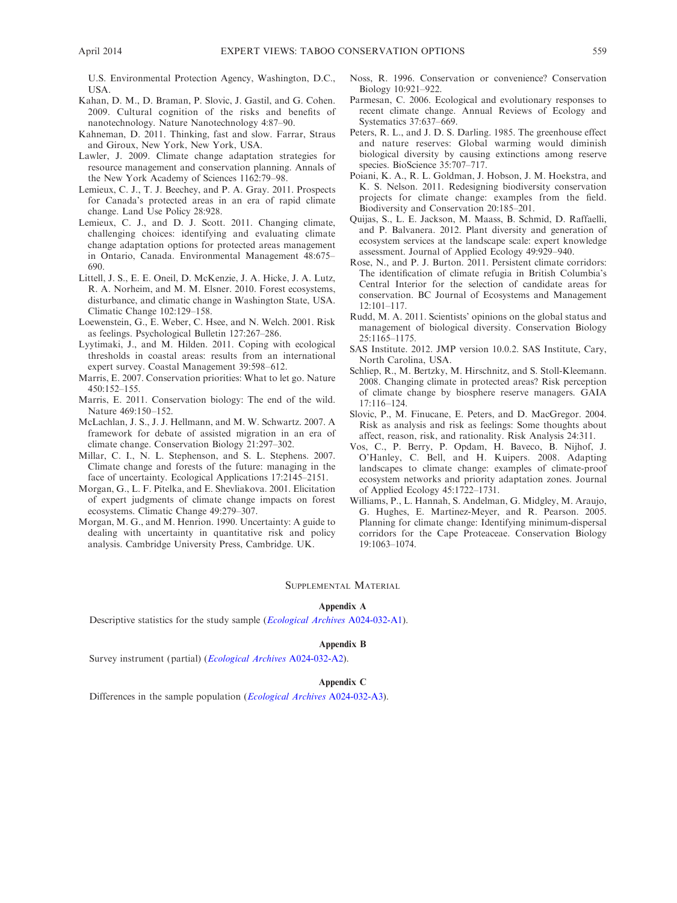U.S. Environmental Protection Agency, Washington, D.C., USA.

Kahan, D. M., D. Braman, P. Slovic, J. Gastil, and G. Cohen. 2009. Cultural cognition of the risks and benefits of nanotechnology. Nature Nanotechnology 4:87–90.

Kahneman, D. 2011. Thinking, fast and slow. Farrar, Straus and Giroux, New York, New York, USA.

Lawler, J. 2009. Climate change adaptation strategies for resource management and conservation planning. Annals of the New York Academy of Sciences 1162:79–98.

Lemieux, C. J., T. J. Beechey, and P. A. Gray. 2011. Prospects for Canada's protected areas in an era of rapid climate change. Land Use Policy 28:928.

Lemieux, C. J., and D. J. Scott. 2011. Changing climate, challenging choices: identifying and evaluating climate change adaptation options for protected areas management in Ontario, Canada. Environmental Management 48:675–690.

Littell, J. S., E. E. Oneil, D. McKenzie, J. A. Hicke, J. A. Lutz, R. A. Norheim, and M. M. Elsner. 2010. Forest ecosystems, disturbance, and climatic change in Washington State, USA. Climatic Change 102:129–158.

Loewenstein, G., E. Weber, C. Hsee, and N. Welch. 2001. Risk as feelings. Psychological Bulletin 127:267–286.

Lyytimaki, J., and M. Hilden. 2011. Coping with ecological thresholds in coastal areas: results from an international expert survey. Coastal Management 39:598–612.

Marris, E. 2007. Conservation priorities: What to let go. Nature 450:152–155.

Marris, E. 2011. Conservation biology: The end of the wild. Nature 469:150–152.

McLachlan, J. S., J. J. Hellmann, and M. W. Schwartz. 2007. A framework for debate of assisted migration in an era of climate change. Conservation Biology 21:297–302.

Millar, C. I., N. L. Stephenson, and S. L. Stephens. 2007. Climate change and forests of the future: managing in the face of uncertainty. Ecological Applications 17:2145–2151.

Morgan, G., L. F. Pitelka, and E. Shevliakova. 2001. Elicitation of expert judgments of climate change impacts on forest ecosystems. Climatic Change 49:279–307.

Morgan, M. G., and M. Henrion. 1990. Uncertainty: A guide to dealing with uncertainty in quantitative risk and policy analysis. Cambridge University Press, Cambridge. UK.

Noss, R. 1996. Conservation or convenience? Conservation Biology 10:921–922.

Parmesan, C. 2006. Ecological and evolutionary responses to recent climate change. Annual Reviews of Ecology and Systematics 37:637–669.

Peters, R. L., and J. D. S. Darling. 1985. The greenhouse effect and nature reserves: Global warming would diminish biological diversity by causing extinctions among reserve species. BioScience 35:707–717.

Poiani, K. A., R. L. Goldman, J. Hobson, J. M. Hoekstra, and K. S. Nelson. 2011. Redesigning biodiversity conservation projects for climate change: examples from the field. Biodiversity and Conservation 20:185–201.

Quijas, S., L. E. Jackson, M. Maass, B. Schmid, D. Raffaelli, and P. Balvanera. 2012. Plant diversity and generation of ecosystem services at the landscape scale: expert knowledge assessment. Journal of Applied Ecology 49:929–940.

Rose, N., and P. J. Burton. 2011. Persistent climate corridors: The identification of climate refugia in British Columbia's Central Interior for the selection of candidate areas for conservation. BC Journal of Ecosystems and Management 12:101–117.

Rudd, M. A. 2011. Scientists' opinions on the global status and management of biological diversity. Conservation Biology 25:1165–1175.

SAS Institute. 2012. JMP version 10.0.2. SAS Institute, Cary, North Carolina, USA.

Schliep, R., M. Bertzky, M. Hirschnitz, and S. Stoll-Kleemann. 2008. Changing climate in protected areas? Risk perception of climate change by biosphere reserve managers. GAIA 17:116–124.

Slovic, P., M. Finucane, E. Peters, and D. MacGregor. 2004. Risk as analysis and risk as feelings: Some thoughts about affect, reason, risk, and rationality. Risk Analysis 24:311.

Vos, C., P. Berry, P. Opdam, H. Baveco, B. Nijhof, J. O'Hanley, C. Bell, and H. Kuipers. 2008. Adapting landscapes to climate change: examples of climate-proof ecosystem networks and priority adaptation zones. Journal of Applied Ecology 45:1722–1731.

Williams, P., L. Hannah, S. Andelman, G. Midgley, M. Araujo, G. Hughes, E. Martinez-Meyer, and R. Pearson. 2005. Planning for climate change: Identifying minimum-dispersal corridors for the Cape Proteaceae. Conservation Biology 19:1063–1074.

## Supplemental Material

### Appendix A

Descriptive statistics for the study sample (*Ecological Archives* A024-032-A1).

### Appendix B

Survey instrument (partial) (*Ecological Archives* A024-032-A2).

### Appendix C

Differences in the sample population (*Ecological Archives* A024-032-A3).